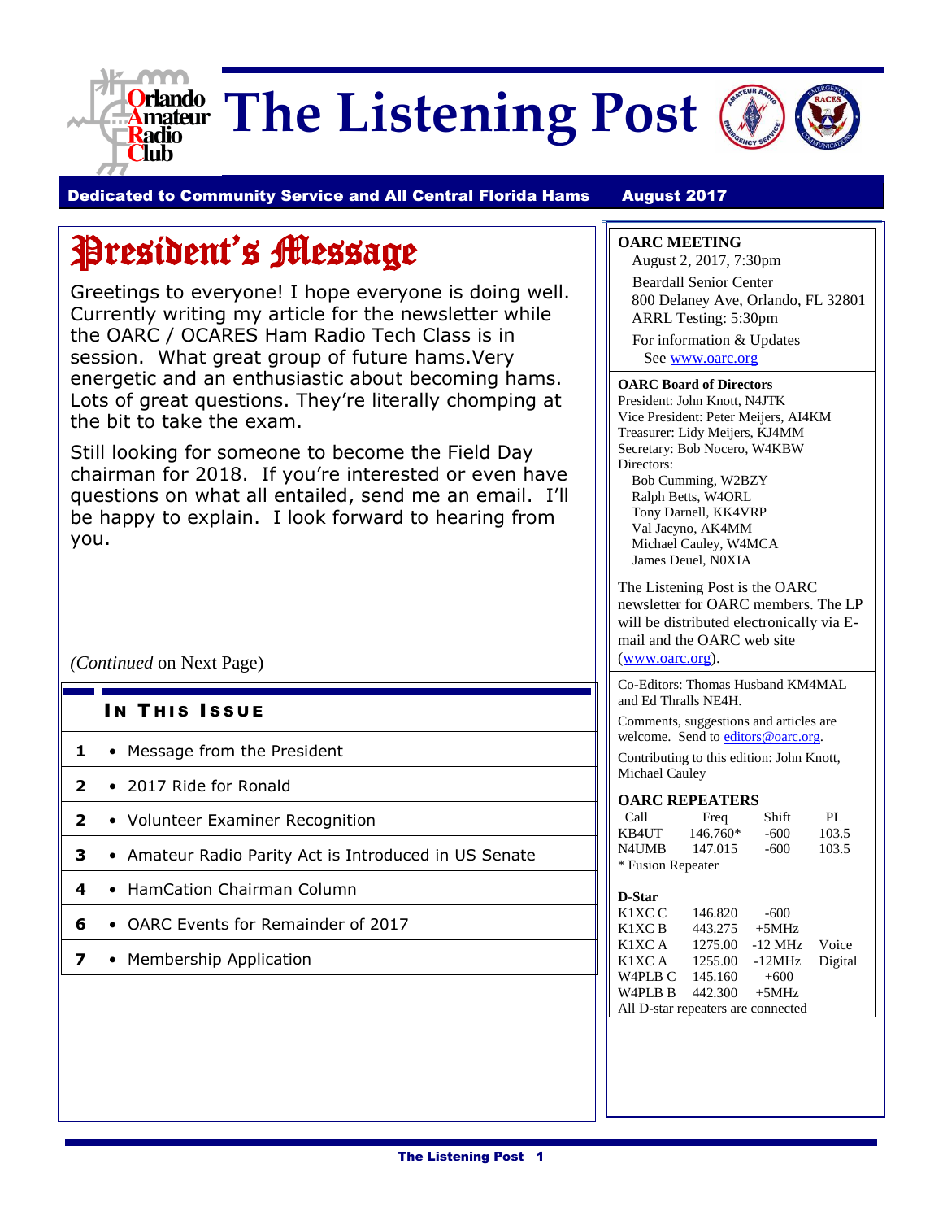# The Listening Post

**Dedicated to Community Service and All Central Florida Hams** **August 2017**

## President's Message

Greetings to everyone! I hope everyone is doing well. Currently writing my article for the newsletter while the OARC / OCARES Ham Radio Tech Class is in session. What great group of future hams.Very energetic and an enthusiastic about becoming hams. Lots of great questions. They're literally chomping at the bit to take the exam.

Still looking for someone to become the Field Day chairman for 2018. If you're interested or even have questions on what all entailed, send me an email. I'll be happy to explain. I look forward to hearing from you.

*(Continued* on Next Page)

### In This Issue

| | |
|---|---|
| 1 | • Message from the President |
| 2 | • 2017 Ride for Ronald |
| 2 | • Volunteer Examiner Recognition |
| 3 | • Amateur Radio Parity Act is Introduced in US Senate |
| 4 | • HamCation Chairman Column |
| 6 | • OARC Events for Remainder of 2017 |
| 7 | • Membership Application |

**OARC MEETING**

August 2, 2017, 7:30pm

Beardall Senior Center
800 Delaney Ave, Orlando, FL 32801
ARRL Testing: 5:30pm

For information & Updates
See www.oarc.org

**OARC Board of Directors**

President: John Knott, N4JTK
Vice President: Peter Meijers, AI4KM
Treasurer: Lidy Meijers, KJ4MM
Secretary: Bob Nocero, W4KBW
Directors:
- Bob Cumming, W2BZY
- Ralph Betts, W4ORL
- Tony Darnell, KK4VRP
- Val Jacyno, AK4MM
- Michael Cauley, W4MCA
- James Deuel, N0XIA

The Listening Post is the OARC newsletter for OARC members. The LP will be distributed electronically via E-mail and the OARC web site (www.oarc.org).

Co-Editors: Thomas Husband KM4MAL and Ed Thralls NE4H.

Comments, suggestions and articles are welcome. Send to editors@oarc.org.

Contributing to this edition: John Knott, Michael Cauley

**OARC REPEATERS**

| Call | Freq | Shift | PL |
|---|---|---|---|
| KB4UT | 146.760* | -600 | 103.5 |
| N4UMB | 147.015 | -600 | 103.5 |

\* Fusion Repeater

**D-Star**

| | | | |
|---|---|---|---|
| K1XC C | 146.820 | -600 | |
| K1XC B | 443.275 | +5MHz | |
| K1XC A | 1275.00 | -12 MHz | Voice |
| K1XC A | 1255.00 | -12MHz | Digital |
| W4PLB C | 145.160 | +600 | |
| W4PLB B | 442.300 | +5MHz | |

All D-star repeaters are connected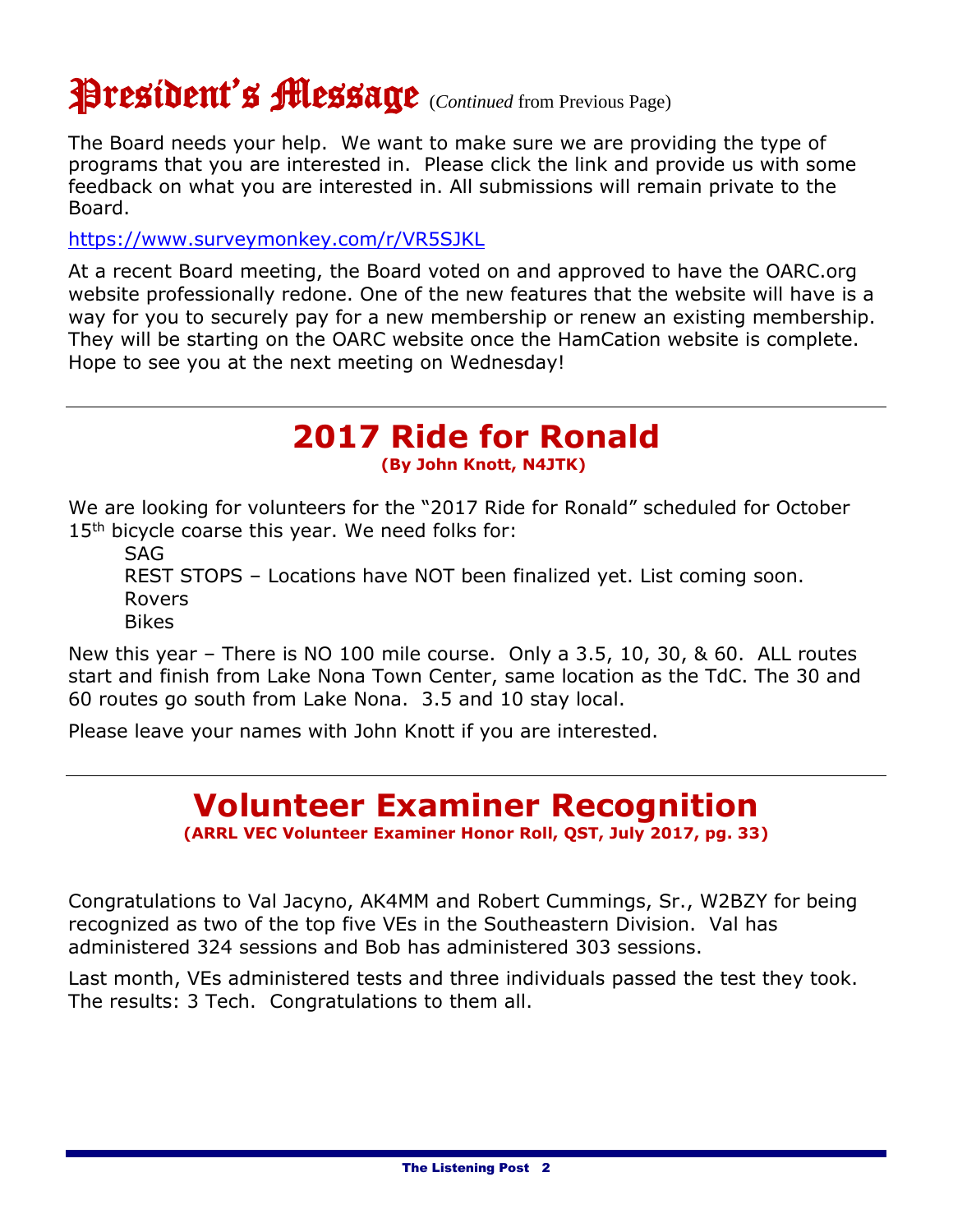# President's Message (*Continued* from Previous Page)

The Board needs your help. We want to make sure we are providing the type of programs that you are interested in. Please click the link and provide us with some feedback on what you are interested in. All submissions will remain private to the Board.

https://www.surveymonkey.com/r/VR5SJKL

At a recent Board meeting, the Board voted on and approved to have the OARC.org website professionally redone. One of the new features that the website will have is a way for you to securely pay for a new membership or renew an existing membership. They will be starting on the OARC website once the HamCation website is complete. Hope to see you at the next meeting on Wednesday!

---

## 2017 Ride for Ronald

**(By John Knott, N4JTK)**

We are looking for volunteers for the "2017 Ride for Ronald" scheduled for October 15th bicycle coarse this year. We need folks for:

- SAG
- REST STOPS – Locations have NOT been finalized yet. List coming soon.
- Rovers
- Bikes

New this year – There is NO 100 mile course. Only a 3.5, 10, 30, & 60. ALL routes start and finish from Lake Nona Town Center, same location as the TdC. The 30 and 60 routes go south from Lake Nona. 3.5 and 10 stay local.

Please leave your names with John Knott if you are interested.

---

## Volunteer Examiner Recognition

**(ARRL VEC Volunteer Examiner Honor Roll, QST, July 2017, pg. 33)**

Congratulations to Val Jacyno, AK4MM and Robert Cummings, Sr., W2BZY for being recognized as two of the top five VEs in the Southeastern Division. Val has administered 324 sessions and Bob has administered 303 sessions.

Last month, VEs administered tests and three individuals passed the test they took. The results: 3 Tech. Congratulations to them all.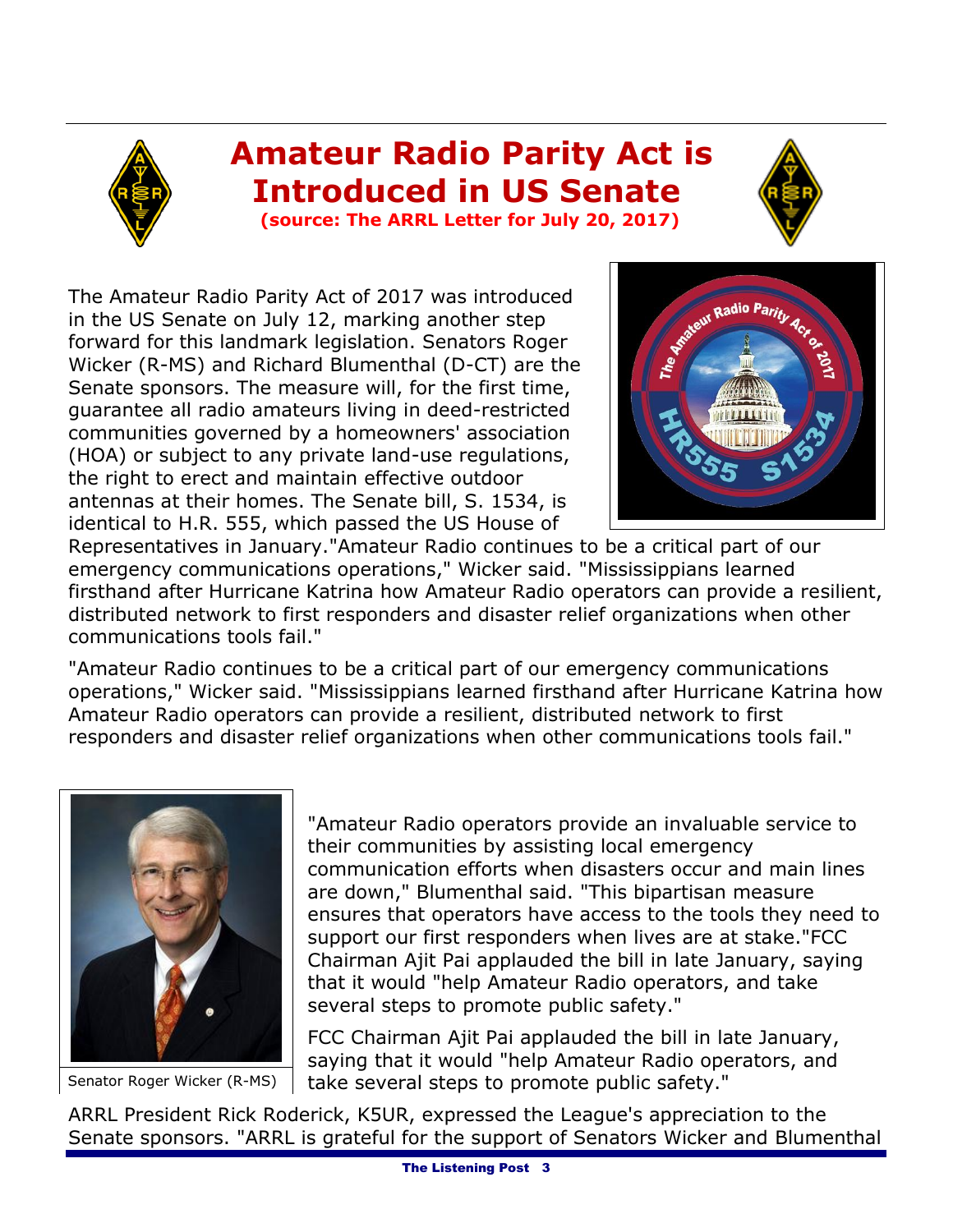# Amateur Radio Parity Act is Introduced in US Senate

**(source: The ARRL Letter for July 20, 2017)**

The Amateur Radio Parity Act of 2017 was introduced in the US Senate on July 12, marking another step forward for this landmark legislation. Senators Roger Wicker (R-MS) and Richard Blumenthal (D-CT) are the Senate sponsors. The measure will, for the first time, guarantee all radio amateurs living in deed-restricted communities governed by a homeowners' association (HOA) or subject to any private land-use regulations, the right to erect and maintain effective outdoor antennas at their homes. The Senate bill, S. 1534, is identical to H.R. 555, which passed the US House of Representatives in January."Amateur Radio continues to be a critical part of our emergency communications operations," Wicker said. "Mississippians learned firsthand after Hurricane Katrina how Amateur Radio operators can provide a resilient, distributed network to first responders and disaster relief organizations when other communications tools fail."

"Amateur Radio continues to be a critical part of our emergency communications operations," Wicker said. "Mississippians learned firsthand after Hurricane Katrina how Amateur Radio operators can provide a resilient, distributed network to first responders and disaster relief organizations when other communications tools fail."

Senator Roger Wicker (R-MS)

"Amateur Radio operators provide an invaluable service to their communities by assisting local emergency communication efforts when disasters occur and main lines are down," Blumenthal said. "This bipartisan measure ensures that operators have access to the tools they need to support our first responders when lives are at stake."FCC Chairman Ajit Pai applauded the bill in late January, saying that it would "help Amateur Radio operators, and take several steps to promote public safety."

FCC Chairman Ajit Pai applauded the bill in late January, saying that it would "help Amateur Radio operators, and take several steps to promote public safety."

ARRL President Rick Roderick, K5UR, expressed the League's appreciation to the Senate sponsors. "ARRL is grateful for the support of Senators Wicker and Blumenthal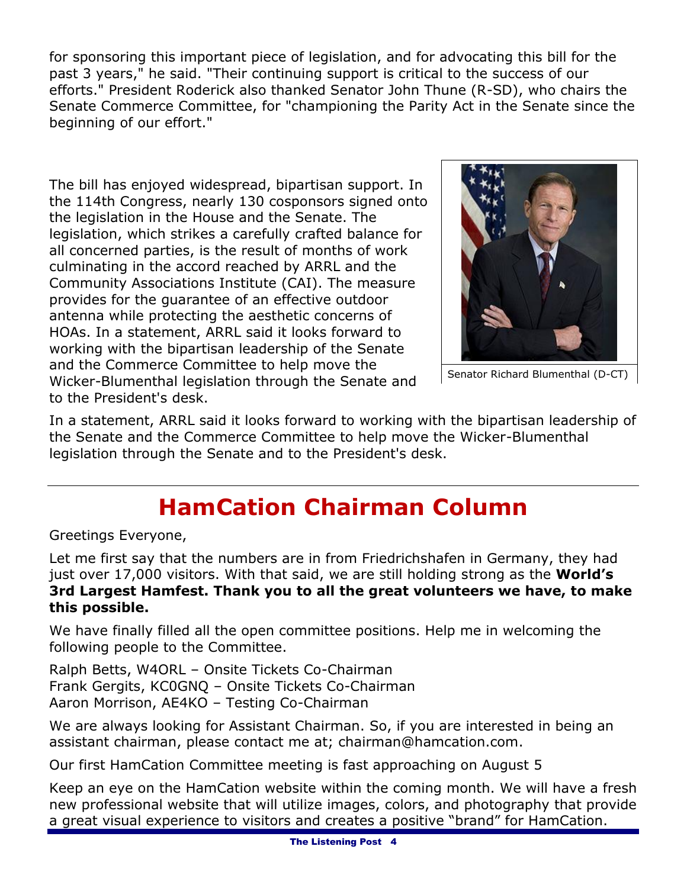for sponsoring this important piece of legislation, and for advocating this bill for the past 3 years," he said. "Their continuing support is critical to the success of our efforts." President Roderick also thanked Senator John Thune (R-SD), who chairs the Senate Commerce Committee, for "championing the Parity Act in the Senate since the beginning of our effort."

The bill has enjoyed widespread, bipartisan support. In the 114th Congress, nearly 130 cosponsors signed onto the legislation in the House and the Senate. The legislation, which strikes a carefully crafted balance for all concerned parties, is the result of months of work culminating in the accord reached by ARRL and the Community Associations Institute (CAI). The measure provides for the guarantee of an effective outdoor antenna while protecting the aesthetic concerns of HOAs. In a statement, ARRL said it looks forward to working with the bipartisan leadership of the Senate and the Commerce Committee to help move the Wicker-Blumenthal legislation through the Senate and to the President's desk.

Senator Richard Blumenthal (D-CT)

In a statement, ARRL said it looks forward to working with the bipartisan leadership of the Senate and the Commerce Committee to help move the Wicker-Blumenthal legislation through the Senate and to the President's desk.

---

# HamCation Chairman Column

Greetings Everyone,

Let me first say that the numbers are in from Friedrichshafen in Germany, they had just over 17,000 visitors. With that said, we are still holding strong as the **World's 3rd Largest Hamfest. Thank you to all the great volunteers we have, to make this possible.**

We have finally filled all the open committee positions. Help me in welcoming the following people to the Committee.

Ralph Betts, W4ORL – Onsite Tickets Co-Chairman
Frank Gergits, KC0GNQ – Onsite Tickets Co-Chairman
Aaron Morrison, AE4KO – Testing Co-Chairman

We are always looking for Assistant Chairman. So, if you are interested in being an assistant chairman, please contact me at; chairman@hamcation.com.

Our first HamCation Committee meeting is fast approaching on August 5

Keep an eye on the HamCation website within the coming month. We will have a fresh new professional website that will utilize images, colors, and photography that provide a great visual experience to visitors and creates a positive "brand" for HamCation.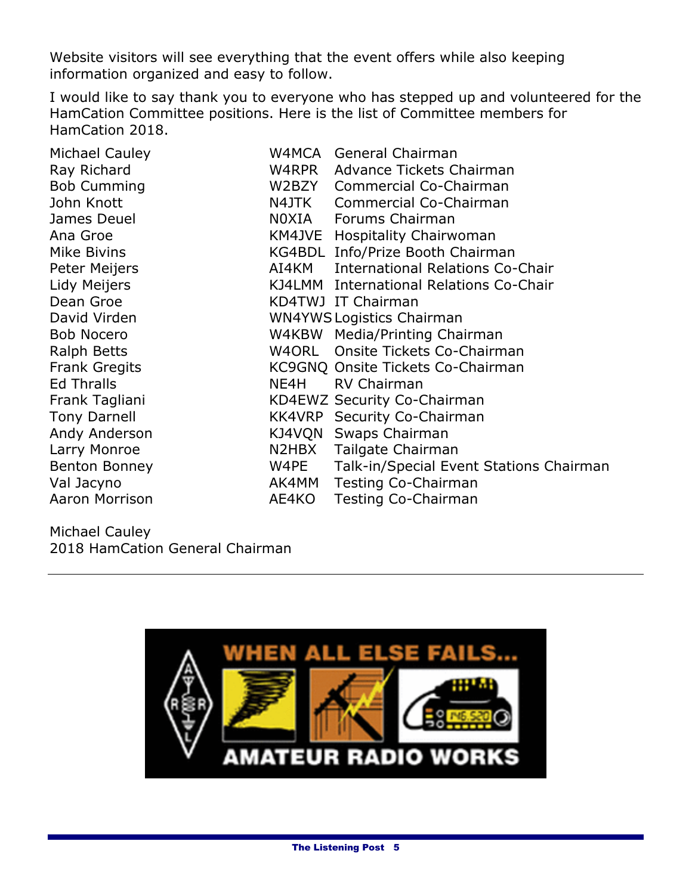Website visitors will see everything that the event offers while also keeping information organized and easy to follow.

I would like to say thank you to everyone who has stepped up and volunteered for the HamCation Committee positions. Here is the list of Committee members for HamCation 2018.

| | | |
|---|---|---|
| Michael Cauley | W4MCA | General Chairman |
| Ray Richard | W4RPR | Advance Tickets Chairman |
| Bob Cumming | W2BZY | Commercial Co-Chairman |
| John Knott | N4JTK | Commercial Co-Chairman |
| James Deuel | N0XIA | Forums Chairman |
| Ana Groe | KM4JVE | Hospitality Chairwoman |
| Mike Bivins | KG4BDL | Info/Prize Booth Chairman |
| Peter Meijers | AI4KM | International Relations Co-Chair |
| Lidy Meijers | KJ4LMM | International Relations Co-Chair |
| Dean Groe | KD4TWJ | IT Chairman |
| David Virden | WN4YWS | Logistics Chairman |
| Bob Nocero | W4KBW | Media/Printing Chairman |
| Ralph Betts | W4ORL | Onsite Tickets Co-Chairman |
| Frank Gregits | KC9GNQ | Onsite Tickets Co-Chairman |
| Ed Thralls | NE4H | RV Chairman |
| Frank Tagliani | KD4EWZ | Security Co-Chairman |
| Tony Darnell | KK4VRP | Security Co-Chairman |
| Andy Anderson | KJ4VQN | Swaps Chairman |
| Larry Monroe | N2HBX | Tailgate Chairman |
| Benton Bonney | W4PE | Talk-in/Special Event Stations Chairman |
| Val Jacyno | AK4MM | Testing Co-Chairman |
| Aaron Morrison | AE4KO | Testing Co-Chairman |

Michael Cauley
2018 HamCation General Chairman

---

WHEN ALL ELSE FAILS... AMATEUR RADIO WORKS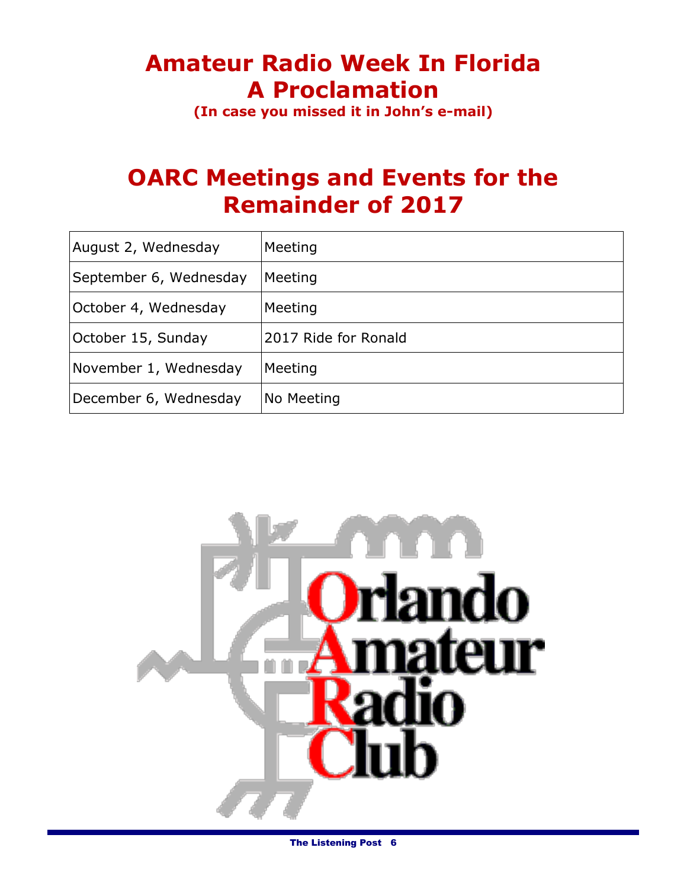# Amateur Radio Week In Florida
# A Proclamation

**(In case you missed it in John's e-mail)**

# OARC Meetings and Events for the Remainder of 2017

| | |
|---|---|
| August 2, Wednesday | Meeting |
| September 6, Wednesday | Meeting |
| October 4, Wednesday | Meeting |
| October 15, Sunday | 2017 Ride for Ronald |
| November 1, Wednesday | Meeting |
| December 6, Wednesday | No Meeting |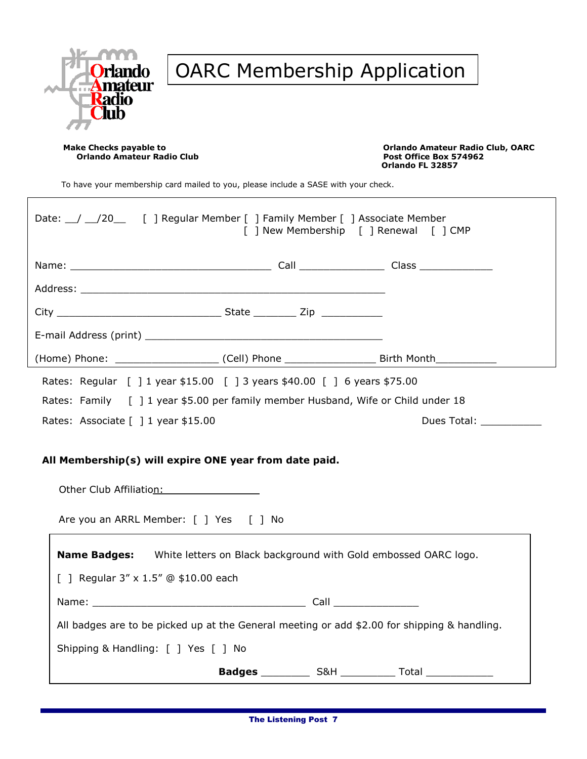# OARC Membership Application

**Make Checks payable to**
**Orlando Amateur Radio Club**

**Orlando Amateur Radio Club, OARC**
**Post Office Box 574962**
**Orlando FL 32857**

To have your membership card mailed to you, please include a SASE with your check.

Date: __/ __/20__ [ ] Regular Member [ ] Family Member [ ] Associate Member
[ ] New Membership [ ] Renewal [ ] CMP

Name: ________________________________ Call ______________ Class ____________

Address: __________________________________________________

City ___________________________ State _______ Zip __________

E-mail Address (print) ______________________________________

(Home) Phone: ________________ (Cell) Phone ______________ Birth Month__________

Rates: Regular [ ] 1 year $15.00 [ ] 3 years $40.00 [ ] 6 years $75.00

Rates: Family [ ] 1 year $5.00 per family member Husband, Wife or Child under 18

Rates: Associate [ ] 1 year $15.00 Dues Total: __________

**All Membership(s) will expire ONE year from date paid.**

Other Club Affiliation: _______________

Are you an ARRL Member: [ ] Yes [ ] No

**Name Badges:** White letters on Black background with Gold embossed OARC logo.

[ ] Regular 3" x 1.5" @ $10.00 each

Name: __________________________________ Call ______________

All badges are to be picked up at the General meeting or add $2.00 for shipping & handling.

Shipping & Handling: [ ] Yes [ ] No

**Badges** ________ S&H _________ Total ___________